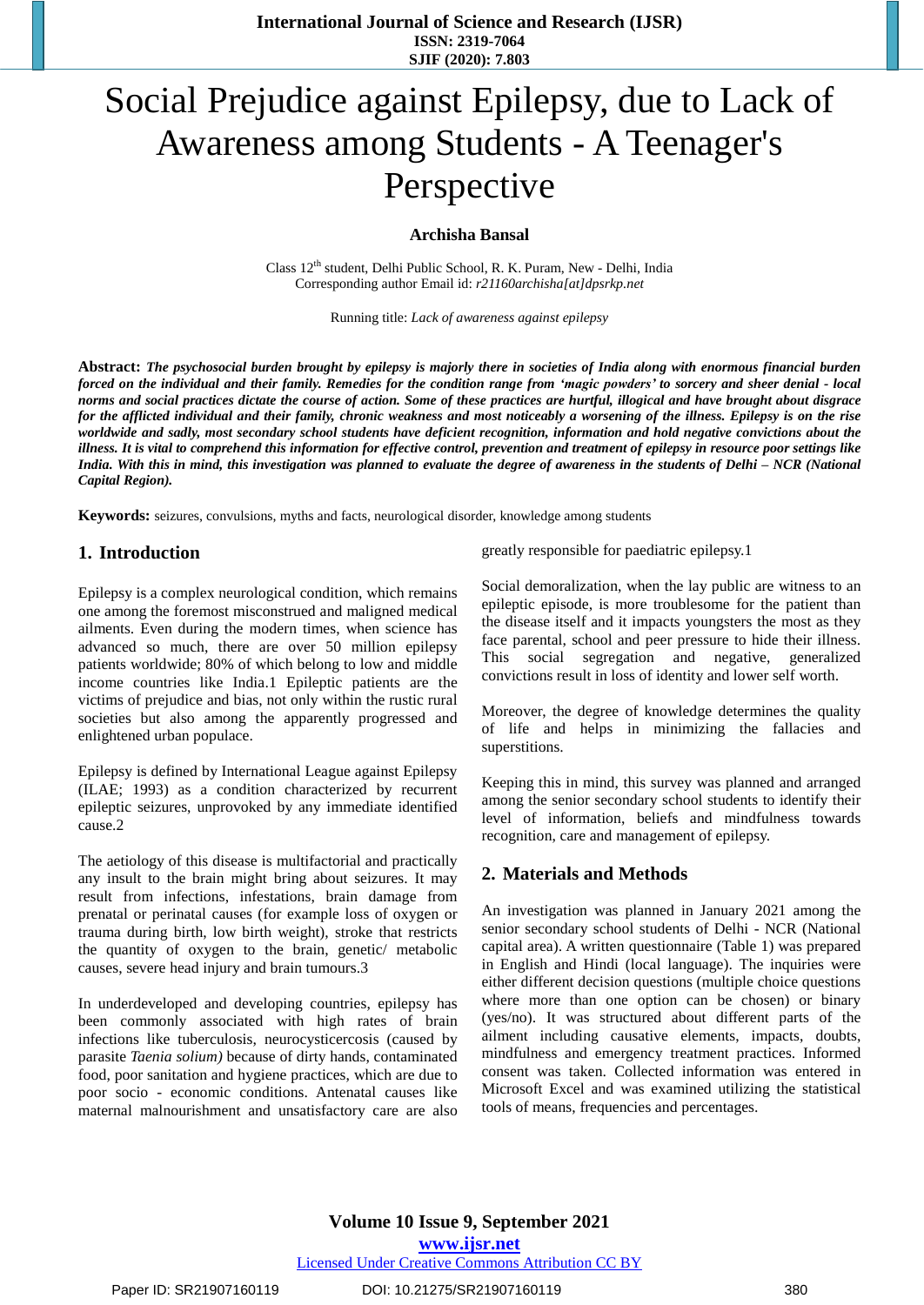# Social Prejudice against Epilepsy, due to Lack of Awareness among Students - A Teenager's Perspective

**Archisha Bansal**

Class 12th student, Delhi Public School, R. K. Puram, New - Delhi, India
Corresponding author Email id: *r21160archisha[at]dpsrkp.net*

Running title: *Lack of awareness against epilepsy*

**Abstract:** ***The psychosocial burden brought by epilepsy is majorly there in societies of India along with enormous financial burden forced on the individual and their family. Remedies for the condition range from 'magic powders' to sorcery and sheer denial - local norms and social practices dictate the course of action. Some of these practices are hurtful, illogical and have brought about disgrace for the afflicted individual and their family, chronic weakness and most noticeably a worsening of the illness. Epilepsy is on the rise worldwide and sadly, most secondary school students have deficient recognition, information and hold negative convictions about the illness. It is vital to comprehend this information for effective control, prevention and treatment of epilepsy in resource poor settings like India. With this in mind, this investigation was planned to evaluate the degree of awareness in the students of Delhi – NCR (National Capital Region).***

**Keywords:** seizures, convulsions, myths and facts, neurological disorder, knowledge among students

## 1. Introduction

Epilepsy is a complex neurological condition, which remains one among the foremost misconstrued and maligned medical ailments. Even during the modern times, when science has advanced so much, there are over 50 million epilepsy patients worldwide; 80% of which belong to low and middle income countries like India.1 Epileptic patients are the victims of prejudice and bias, not only within the rustic rural societies but also among the apparently progressed and enlightened urban populace.

Epilepsy is defined by International League against Epilepsy (ILAE; 1993) as a condition characterized by recurrent epileptic seizures, unprovoked by any immediate identified cause.2

The aetiology of this disease is multifactorial and practically any insult to the brain might bring about seizures. It may result from infections, infestations, brain damage from prenatal or perinatal causes (for example loss of oxygen or trauma during birth, low birth weight), stroke that restricts the quantity of oxygen to the brain, genetic/ metabolic causes, severe head injury and brain tumours.3

In underdeveloped and developing countries, epilepsy has been commonly associated with high rates of brain infections like tuberculosis, neurocysticercosis (caused by parasite *Taenia solium)* because of dirty hands, contaminated food, poor sanitation and hygiene practices, which are due to poor socio - economic conditions. Antenatal causes like maternal malnourishment and unsatisfactory care are also greatly responsible for paediatric epilepsy.1

Social demoralization, when the lay public are witness to an epileptic episode, is more troublesome for the patient than the disease itself and it impacts youngsters the most as they face parental, school and peer pressure to hide their illness. This social segregation and negative, generalized convictions result in loss of identity and lower self worth.

Moreover, the degree of knowledge determines the quality of life and helps in minimizing the fallacies and superstitions.

Keeping this in mind, this survey was planned and arranged among the senior secondary school students to identify their level of information, beliefs and mindfulness towards recognition, care and management of epilepsy.

## 2. Materials and Methods

An investigation was planned in January 2021 among the senior secondary school students of Delhi - NCR (National capital area). A written questionnaire (Table 1) was prepared in English and Hindi (local language). The inquiries were either different decision questions (multiple choice questions where more than one option can be chosen) or binary (yes/no). It was structured about different parts of the ailment including causative elements, impacts, doubts, mindfulness and emergency treatment practices. Informed consent was taken. Collected information was entered in Microsoft Excel and was examined utilizing the statistical tools of means, frequencies and percentages.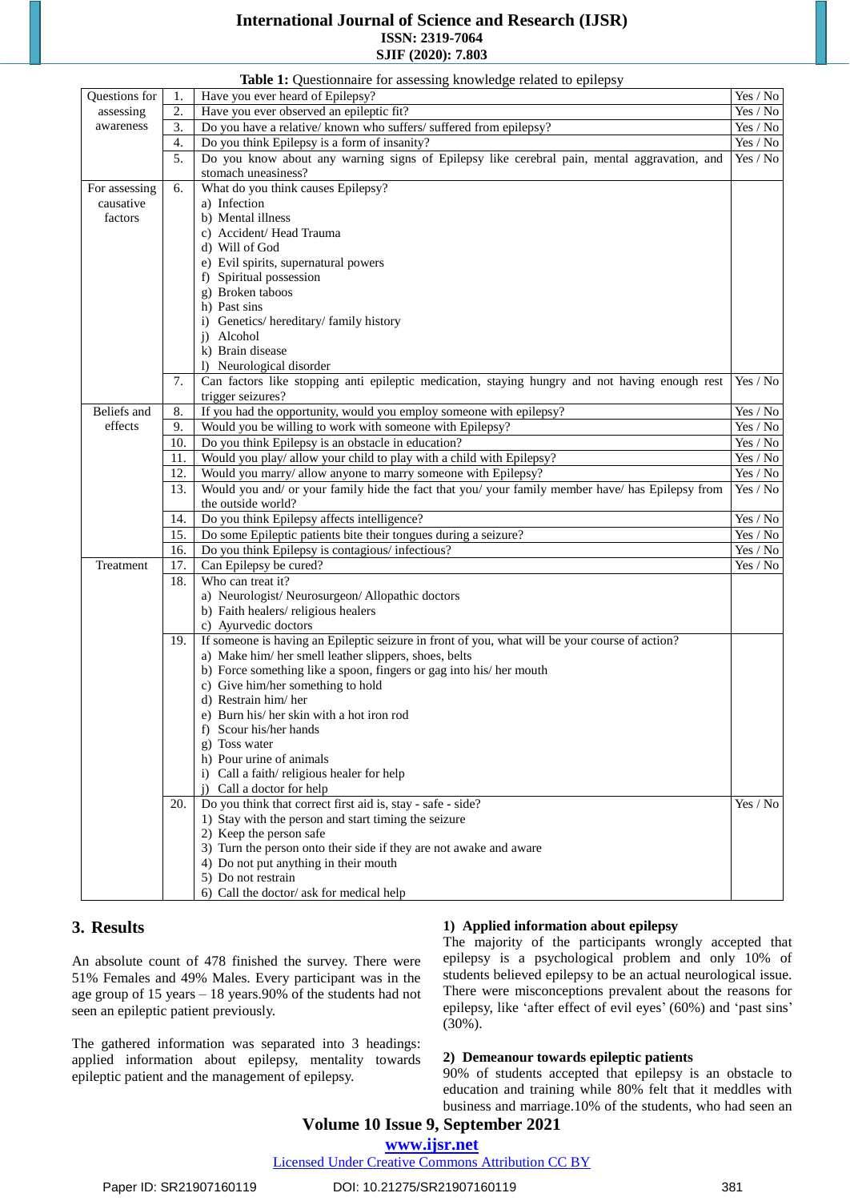**Table 1:** Questionnaire for assessing knowledge related to epilepsy

| | | | |
|---|---|---|---|
| Questions for assessing awareness | 1. | Have you ever heard of Epilepsy? | Yes / No |
| | 2. | Have you ever observed an epileptic fit? | Yes / No |
| | 3. | Do you have a relative/ known who suffers/ suffered from epilepsy? | Yes / No |
| | 4. | Do you think Epilepsy is a form of insanity? | Yes / No |
| | 5. | Do you know about any warning signs of Epilepsy like cerebral pain, mental aggravation, and stomach uneasiness? | Yes / No |
| For assessing causative factors | 6. | What do you think causes Epilepsy?<br>a) Infection<br>b) Mental illness<br>c) Accident/ Head Trauma<br>d) Will of God<br>e) Evil spirits, supernatural powers<br>f) Spiritual possession<br>g) Broken taboos<br>h) Past sins<br>i) Genetics/ hereditary/ family history<br>j) Alcohol<br>k) Brain disease<br>l) Neurological disorder | |
| | 7. | Can factors like stopping anti epileptic medication, staying hungry and not having enough rest trigger seizures? | Yes / No |
| Beliefs and effects | 8. | If you had the opportunity, would you employ someone with epilepsy? | Yes / No |
| | 9. | Would you be willing to work with someone with Epilepsy? | Yes / No |
| | 10. | Do you think Epilepsy is an obstacle in education? | Yes / No |
| | 11. | Would you play/ allow your child to play with a child with Epilepsy? | Yes / No |
| | 12. | Would you marry/ allow anyone to marry someone with Epilepsy? | Yes / No |
| | 13. | Would you and/ or your family hide the fact that you/ your family member have/ has Epilepsy from the outside world? | Yes / No |
| | 14. | Do you think Epilepsy affects intelligence? | Yes / No |
| | 15. | Do some Epileptic patients bite their tongues during a seizure? | Yes / No |
| | 16. | Do you think Epilepsy is contagious/ infectious? | Yes / No |
| Treatment | 17. | Can Epilepsy be cured? | Yes / No |
| | 18. | Who can treat it?<br>a) Neurologist/ Neurosurgeon/ Allopathic doctors<br>b) Faith healers/ religious healers<br>c) Ayurvedic doctors | |
| | 19. | If someone is having an Epileptic seizure in front of you, what will be your course of action?<br>a) Make him/ her smell leather slippers, shoes, belts<br>b) Force something like a spoon, fingers or gag into his/ her mouth<br>c) Give him/her something to hold<br>d) Restrain him/ her<br>e) Burn his/ her skin with a hot iron rod<br>f) Scour his/her hands<br>g) Toss water<br>h) Pour urine of animals<br>i) Call a faith/ religious healer for help<br>j) Call a doctor for help | |
| | 20. | Do you think that correct first aid is, stay - safe - side?<br>1) Stay with the person and start timing the seizure<br>2) Keep the person safe<br>3) Turn the person onto their side if they are not awake and aware<br>4) Do not put anything in their mouth<br>5) Do not restrain<br>6) Call the doctor/ ask for medical help | Yes / No |

## 3. Results

An absolute count of 478 finished the survey. There were 51% Females and 49% Males. Every participant was in the age group of 15 years – 18 years.90% of the students had not seen an epileptic patient previously.

The gathered information was separated into 3 headings: applied information about epilepsy, mentality towards epileptic patient and the management of epilepsy.

### 1) Applied information about epilepsy

The majority of the participants wrongly accepted that epilepsy is a psychological problem and only 10% of students believed epilepsy to be an actual neurological issue. There were misconceptions prevalent about the reasons for epilepsy, like 'after effect of evil eyes' (60%) and 'past sins' (30%).

### 2) Demeanour towards epileptic patients

90% of students accepted that epilepsy is an obstacle to education and training while 80% felt that it meddles with business and marriage.10% of the students, who had seen an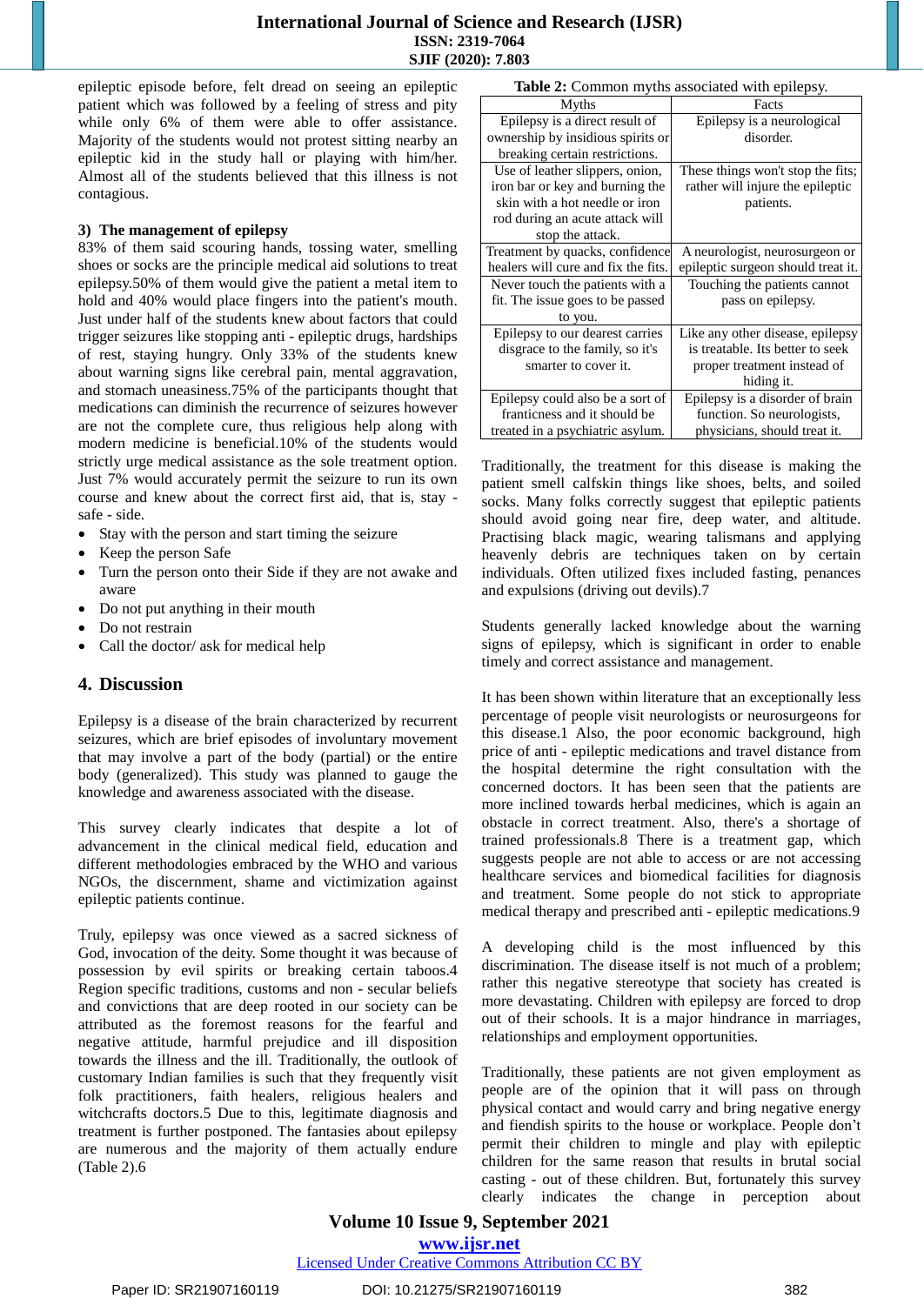epileptic episode before, felt dread on seeing an epileptic patient which was followed by a feeling of stress and pity while only 6% of them were able to offer assistance. Majority of the students would not protest sitting nearby an epileptic kid in the study hall or playing with him/her. Almost all of the students believed that this illness is not contagious.

**3) The management of epilepsy**

83% of them said scouring hands, tossing water, smelling shoes or socks are the principle medical aid solutions to treat epilepsy.50% of them would give the patient a metal item to hold and 40% would place fingers into the patient's mouth. Just under half of the students knew about factors that could trigger seizures like stopping anti - epileptic drugs, hardships of rest, staying hungry. Only 33% of the students knew about warning signs like cerebral pain, mental aggravation, and stomach uneasiness.75% of the participants thought that medications can diminish the recurrence of seizures however are not the complete cure, thus religious help along with modern medicine is beneficial.10% of the students would strictly urge medical assistance as the sole treatment option. Just 7% would accurately permit the seizure to run its own course and knew about the correct first aid, that is, stay - safe - side.

- Stay with the person and start timing the seizure
- Keep the person Safe
- Turn the person onto their Side if they are not awake and aware
- Do not put anything in their mouth
- Do not restrain
- Call the doctor/ ask for medical help

## 4. Discussion

Epilepsy is a disease of the brain characterized by recurrent seizures, which are brief episodes of involuntary movement that may involve a part of the body (partial) or the entire body (generalized). This study was planned to gauge the knowledge and awareness associated with the disease.

This survey clearly indicates that despite a lot of advancement in the clinical medical field, education and different methodologies embraced by the WHO and various NGOs, the discernment, shame and victimization against epileptic patients continue.

Truly, epilepsy was once viewed as a sacred sickness of God, invocation of the deity. Some thought it was because of possession by evil spirits or breaking certain taboos.4 Region specific traditions, customs and non - secular beliefs and convictions that are deep rooted in our society can be attributed as the foremost reasons for the fearful and negative attitude, harmful prejudice and ill disposition towards the illness and the ill. Traditionally, the outlook of customary Indian families is such that they frequently visit folk practitioners, faith healers, religious healers and witchcrafts doctors.5 Due to this, legitimate diagnosis and treatment is further postponed. The fantasies about epilepsy are numerous and the majority of them actually endure (Table 2).6

**Table 2:** Common myths associated with epilepsy.

| Myths | Facts |
|---|---|
| Epilepsy is a direct result of ownership by insidious spirits or breaking certain restrictions. | Epilepsy is a neurological disorder. |
| Use of leather slippers, onion, iron bar or key and burning the skin with a hot needle or iron rod during an acute attack will stop the attack. | These things won't stop the fits; rather will injure the epileptic patients. |
| Treatment by quacks, confidence healers will cure and fix the fits. | A neurologist, neurosurgeon or epileptic surgeon should treat it. |
| Never touch the patients with a fit. The issue goes to be passed to you. | Touching the patients cannot pass on epilepsy. |
| Epilepsy to our dearest carries disgrace to the family, so it's smarter to cover it. | Like any other disease, epilepsy is treatable. Its better to seek proper treatment instead of hiding it. |
| Epilepsy could also be a sort of franticness and it should be treated in a psychiatric asylum. | Epilepsy is a disorder of brain function. So neurologists, physicians, should treat it. |

Traditionally, the treatment for this disease is making the patient smell calfskin things like shoes, belts, and soiled socks. Many folks correctly suggest that epileptic patients should avoid going near fire, deep water, and altitude. Practising black magic, wearing talismans and applying heavenly debris are techniques taken on by certain individuals. Often utilized fixes included fasting, penances and expulsions (driving out devils).7

Students generally lacked knowledge about the warning signs of epilepsy, which is significant in order to enable timely and correct assistance and management.

It has been shown within literature that an exceptionally less percentage of people visit neurologists or neurosurgeons for this disease.1 Also, the poor economic background, high price of anti - epileptic medications and travel distance from the hospital determine the right consultation with the concerned doctors. It has been seen that the patients are more inclined towards herbal medicines, which is again an obstacle in correct treatment. Also, there's a shortage of trained professionals.8 There is a treatment gap, which suggests people are not able to access or are not accessing healthcare services and biomedical facilities for diagnosis and treatment. Some people do not stick to appropriate medical therapy and prescribed anti - epileptic medications.9

A developing child is the most influenced by this discrimination. The disease itself is not much of a problem; rather this negative stereotype that society has created is more devastating. Children with epilepsy are forced to drop out of their schools. It is a major hindrance in marriages, relationships and employment opportunities.

Traditionally, these patients are not given employment as people are of the opinion that it will pass on through physical contact and would carry and bring negative energy and fiendish spirits to the house or workplace. People don't permit their children to mingle and play with epileptic children for the same reason that results in brutal social casting - out of these children. But, fortunately this survey clearly indicates the change in perception about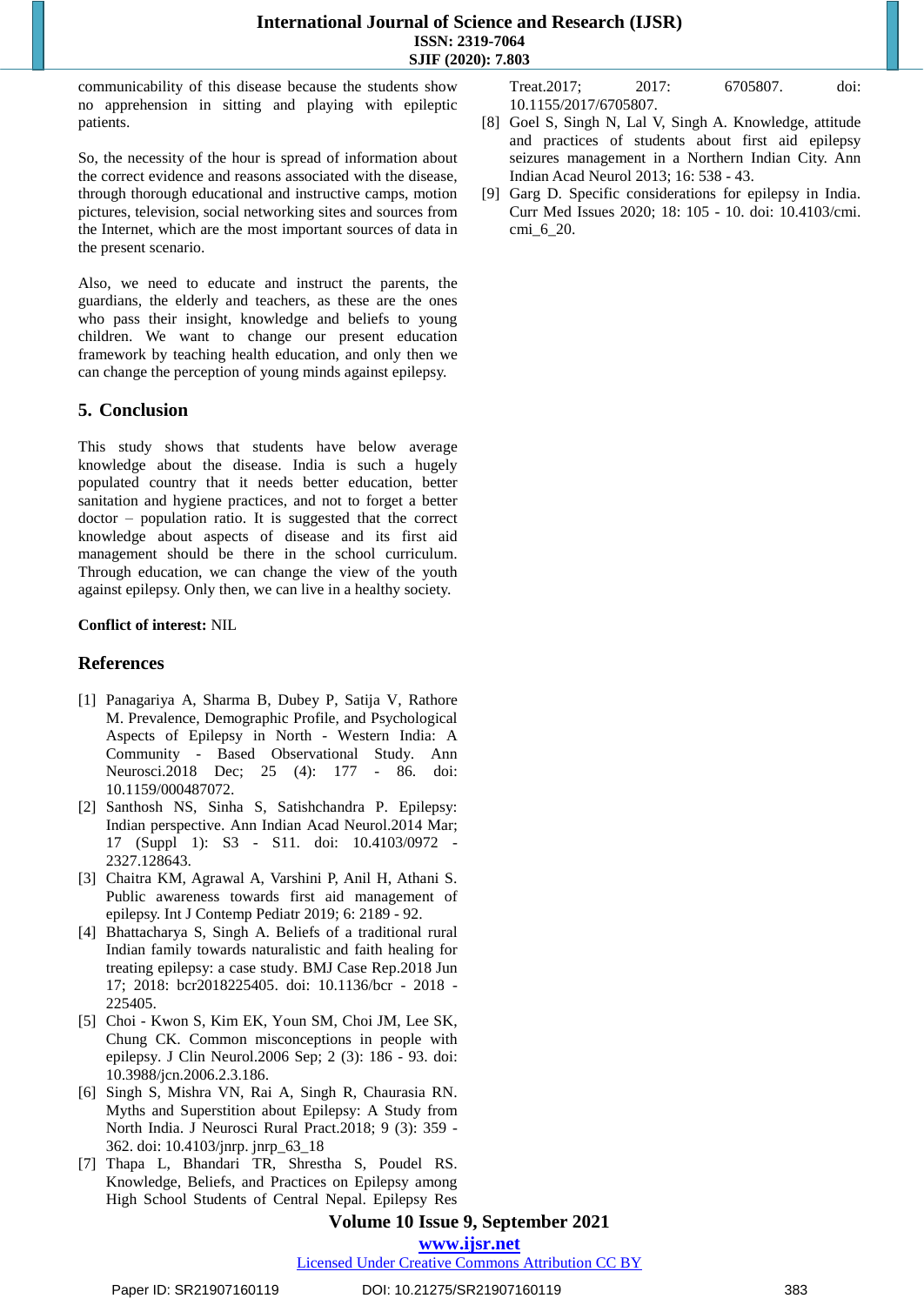communicability of this disease because the students show no apprehension in sitting and playing with epileptic patients.

So, the necessity of the hour is spread of information about the correct evidence and reasons associated with the disease, through thorough educational and instructive camps, motion pictures, television, social networking sites and sources from the Internet, which are the most important sources of data in the present scenario.

Also, we need to educate and instruct the parents, the guardians, the elderly and teachers, as these are the ones who pass their insight, knowledge and beliefs to young children. We want to change our present education framework by teaching health education, and only then we can change the perception of young minds against epilepsy.

## 5. Conclusion

This study shows that students have below average knowledge about the disease. India is such a hugely populated country that it needs better education, better sanitation and hygiene practices, and not to forget a better doctor – population ratio. It is suggested that the correct knowledge about aspects of disease and its first aid management should be there in the school curriculum. Through education, we can change the view of the youth against epilepsy. Only then, we can live in a healthy society.

**Conflict of interest:** NIL

## References

[1] Panagariya A, Sharma B, Dubey P, Satija V, Rathore M. Prevalence, Demographic Profile, and Psychological Aspects of Epilepsy in North - Western India: A Community - Based Observational Study. Ann Neurosci.2018 Dec; 25 (4): 177 - 86. doi: 10.1159/000487072.

[2] Santhosh NS, Sinha S, Satishchandra P. Epilepsy: Indian perspective. Ann Indian Acad Neurol.2014 Mar; 17 (Suppl 1): S3 - S11. doi: 10.4103/0972 - 2327.128643.

[3] Chaitra KM, Agrawal A, Varshini P, Anil H, Athani S. Public awareness towards first aid management of epilepsy. Int J Contemp Pediatr 2019; 6: 2189 - 92.

[4] Bhattacharya S, Singh A. Beliefs of a traditional rural Indian family towards naturalistic and faith healing for treating epilepsy: a case study. BMJ Case Rep.2018 Jun 17; 2018: bcr2018225405. doi: 10.1136/bcr - 2018 - 225405.

[5] Choi - Kwon S, Kim EK, Youn SM, Choi JM, Lee SK, Chung CK. Common misconceptions in people with epilepsy. J Clin Neurol.2006 Sep; 2 (3): 186 - 93. doi: 10.3988/jcn.2006.2.3.186.

[6] Singh S, Mishra VN, Rai A, Singh R, Chaurasia RN. Myths and Superstition about Epilepsy: A Study from North India. J Neurosci Rural Pract.2018; 9 (3): 359 - 362. doi: 10.4103/jnrp. jnrp_63_18

[7] Thapa L, Bhandari TR, Shrestha S, Poudel RS. Knowledge, Beliefs, and Practices on Epilepsy among High School Students of Central Nepal. Epilepsy Res Treat.2017; 2017: 6705807. doi: 10.1155/2017/6705807.

[8] Goel S, Singh N, Lal V, Singh A. Knowledge, attitude and practices of students about first aid epilepsy seizures management in a Northern Indian City. Ann Indian Acad Neurol 2013; 16: 538 - 43.

[9] Garg D. Specific considerations for epilepsy in India. Curr Med Issues 2020; 18: 105 - 10. doi: 10.4103/cmi.cmi_6_20.